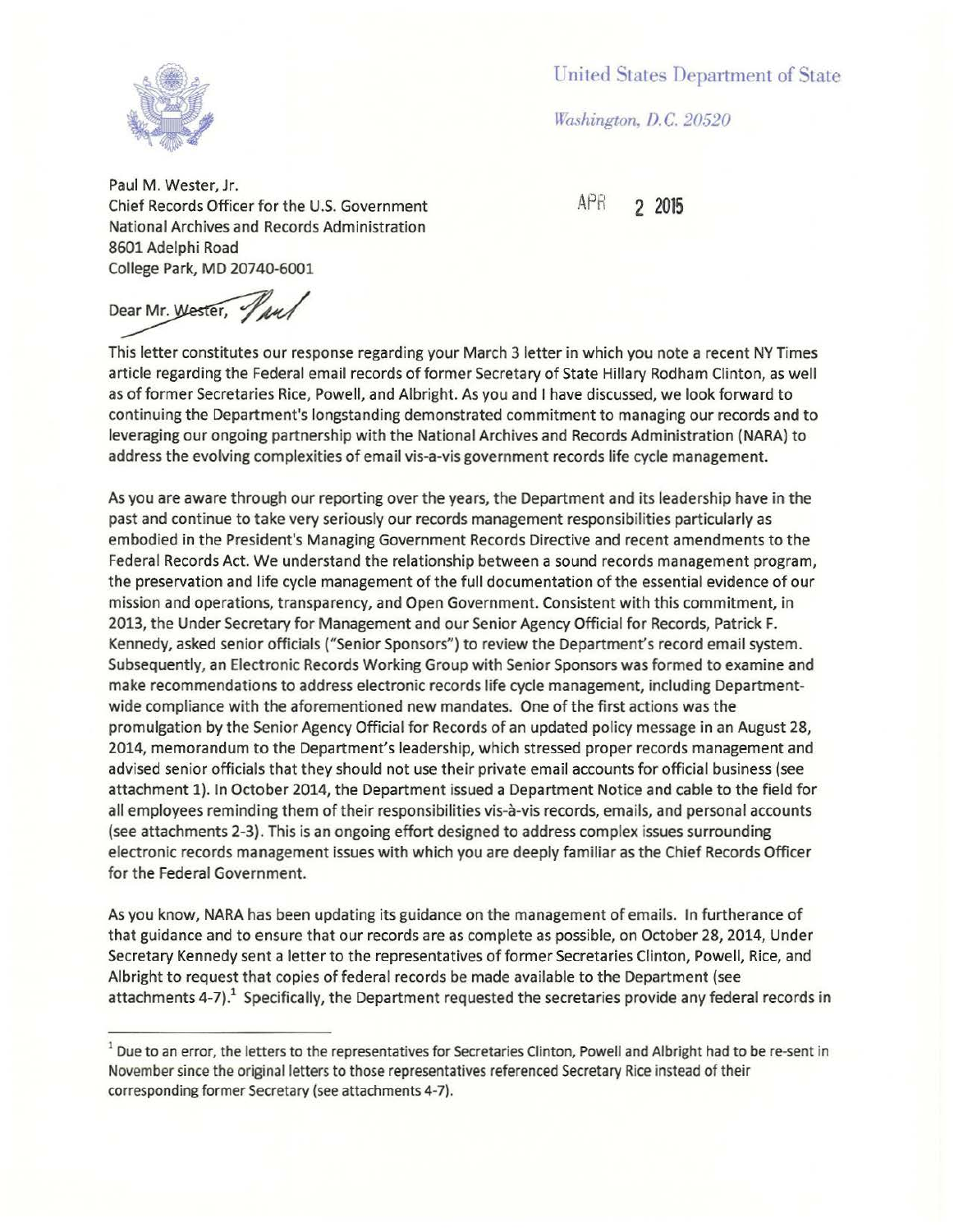United States Department of State

*Washington, D.C. 20520*

Paul M. Wester, Jr.
Chief Records Officer for the U.S. Government
National Archives and Records Administration
8601 Adelphi Road
College Park, MD 20740-6001

APR 2 2015

Dear ~~Mr. Wester,~~ Paul

This letter constitutes our response regarding your March 3 letter in which you note a recent NY Times article regarding the Federal email records of former Secretary of State Hillary Rodham Clinton, as well as of former Secretaries Rice, Powell, and Albright. As you and I have discussed, we look forward to continuing the Department's longstanding demonstrated commitment to managing our records and to leveraging our ongoing partnership with the National Archives and Records Administration (NARA) to address the evolving complexities of email vis-a-vis government records life cycle management.

As you are aware through our reporting over the years, the Department and its leadership have in the past and continue to take very seriously our records management responsibilities particularly as embodied in the President's Managing Government Records Directive and recent amendments to the Federal Records Act. We understand the relationship between a sound records management program, the preservation and life cycle management of the full documentation of the essential evidence of our mission and operations, transparency, and Open Government. Consistent with this commitment, in 2013, the Under Secretary for Management and our Senior Agency Official for Records, Patrick F. Kennedy, asked senior officials ("Senior Sponsors") to review the Department's record email system. Subsequently, an Electronic Records Working Group with Senior Sponsors was formed to examine and make recommendations to address electronic records life cycle management, including Department-wide compliance with the aforementioned new mandates. One of the first actions was the promulgation by the Senior Agency Official for Records of an updated policy message in an August 28, 2014, memorandum to the Department's leadership, which stressed proper records management and advised senior officials that they should not use their private email accounts for official business (see attachment 1). In October 2014, the Department issued a Department Notice and cable to the field for all employees reminding them of their responsibilities vis-à-vis records, emails, and personal accounts (see attachments 2-3). This is an ongoing effort designed to address complex issues surrounding electronic records management issues with which you are deeply familiar as the Chief Records Officer for the Federal Government.

As you know, NARA has been updating its guidance on the management of emails. In furtherance of that guidance and to ensure that our records are as complete as possible, on October 28, 2014, Under Secretary Kennedy sent a letter to the representatives of former Secretaries Clinton, Powell, Rice, and Albright to request that copies of federal records be made available to the Department (see attachments 4-7).[1] Specifically, the Department requested the secretaries provide any federal records in

[1] Due to an error, the letters to the representatives for Secretaries Clinton, Powell and Albright had to be re-sent in November since the original letters to those representatives referenced Secretary Rice instead of their corresponding former Secretary (see attachments 4-7).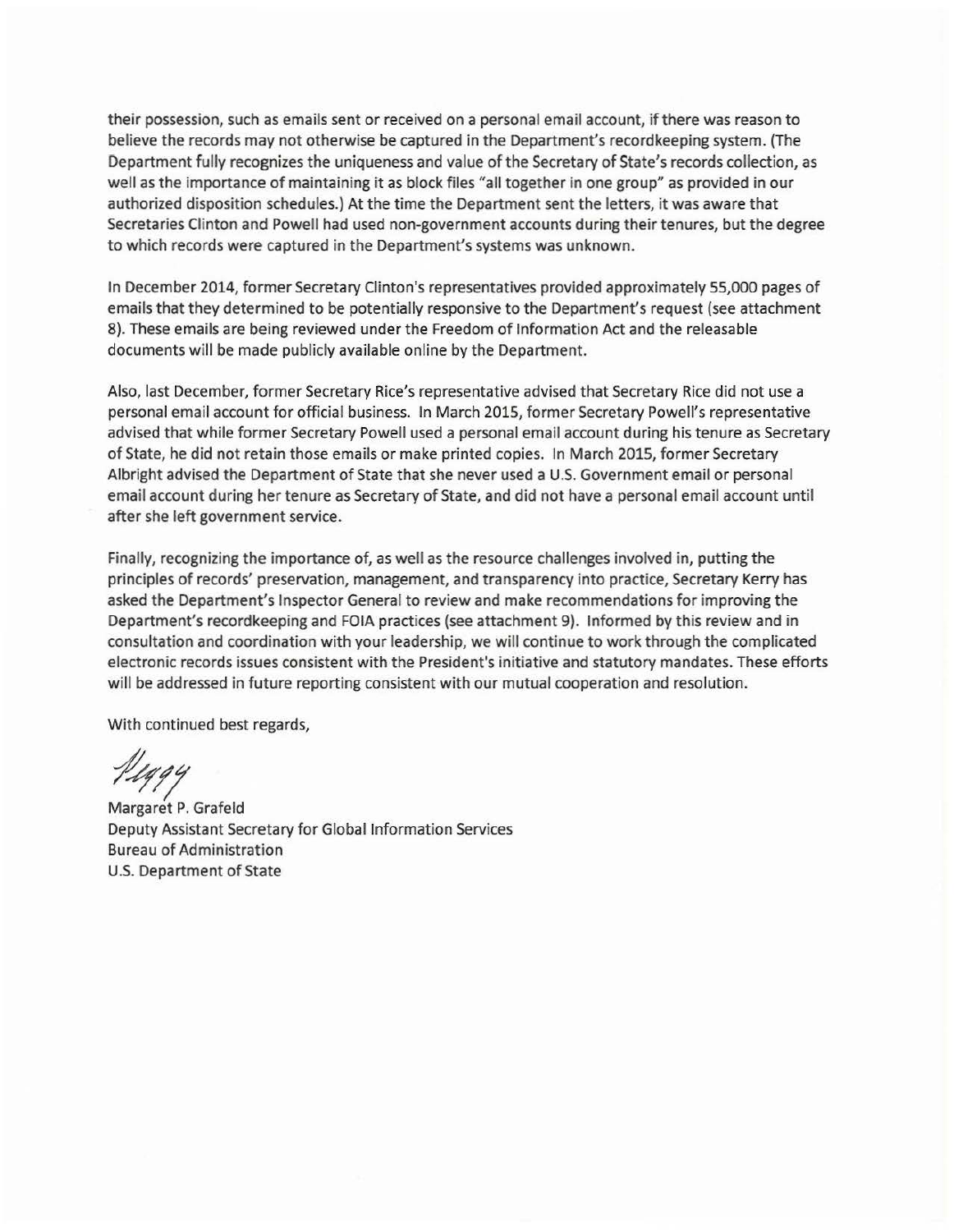their possession, such as emails sent or received on a personal email account, if there was reason to believe the records may not otherwise be captured in the Department's recordkeeping system. (The Department fully recognizes the uniqueness and value of the Secretary of State's records collection, as well as the importance of maintaining it as block files "all together in one group" as provided in our authorized disposition schedules.) At the time the Department sent the letters, it was aware that Secretaries Clinton and Powell had used non-government accounts during their tenures, but the degree to which records were captured in the Department's systems was unknown.

In December 2014, former Secretary Clinton's representatives provided approximately 55,000 pages of emails that they determined to be potentially responsive to the Department's request (see attachment 8). These emails are being reviewed under the Freedom of Information Act and the releasable documents will be made publicly available online by the Department.

Also, last December, former Secretary Rice's representative advised that Secretary Rice did not use a personal email account for official business. In March 2015, former Secretary Powell's representative advised that while former Secretary Powell used a personal email account during his tenure as Secretary of State, he did not retain those emails or make printed copies. In March 2015, former Secretary Albright advised the Department of State that she never used a U.S. Government email or personal email account during her tenure as Secretary of State, and did not have a personal email account until after she left government service.

Finally, recognizing the importance of, as well as the resource challenges involved in, putting the principles of records' preservation, management, and transparency into practice, Secretary Kerry has asked the Department's Inspector General to review and make recommendations for improving the Department's recordkeeping and FOIA practices (see attachment 9). Informed by this review and in consultation and coordination with your leadership, we will continue to work through the complicated electronic records issues consistent with the President's initiative and statutory mandates. These efforts will be addressed in future reporting consistent with our mutual cooperation and resolution.

With continued best regards,

Peggy

Margaret P. Grafeld
Deputy Assistant Secretary for Global Information Services
Bureau of Administration
U.S. Department of State